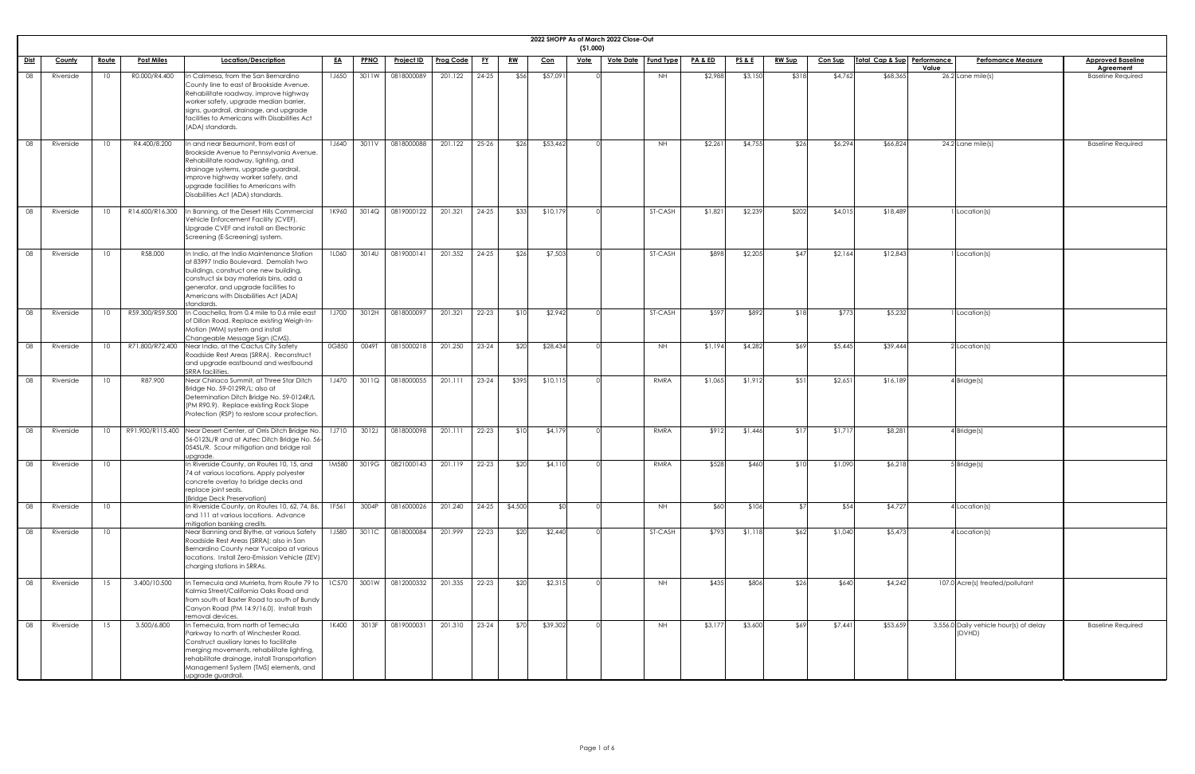# 2022 SHOPP As of March 2022 Close-Out

($1,000)

| Dist | County | Route | Post Miles | Location/Description | EA | PPNO | Project ID | Prog Code | FY | RW | Con | Vote | Vote Date | Fund Type | PA & ED | PS & E | RW Sup | Con Sup | Total Cap & Sup | Performance Value | Perfomance Measure | Approved Baseline Agreement |
|---|---|---|---|---|---|---|---|---|---|---|---|---|---|---|---|---|---|---|---|---|---|---|
| 08 | Riverside | 10 | R0.000/R4.400 | In Calimesa, from the San Bernardino County line to east of Brookside Avenue. Rehabilitate roadway, improve highway worker safety, upgrade median barrier, signs, guardrail, drainage, and upgrade facilities to Americans with Disabilities Act (ADA) standards. | 1J650 | 3011W | 0818000089 | 201.122 | 24-25 | $56 | $57,091 | 0 | | NH | $2,988 | $3,150 | $318 | $4,762 | $68,365 | 26.2 | Lane mile(s) | Baseline Required |
| 08 | Riverside | 10 | R4.400/8.200 | In and near Beaumont, from east of Brookside Avenue to Pennsylvania Avenue. Rehabilitate roadway, lighting, and drainage systems, upgrade guardrail, improve highway worker safety, and upgrade facilities to Americans with Disabilities Act (ADA) standards. | 1J640 | 3011V | 0818000088 | 201.122 | 25-26 | $26 | $53,462 | 0 | | NH | $2,261 | $4,755 | $26 | $6,294 | $66,824 | 24.2 | Lane mile(s) | Baseline Required |
| 08 | Riverside | 10 | R14.600/R16.300 | In Banning, at the Desert Hills Commercial Vehicle Enforcement Facility (CVEF). Upgrade CVEF and install an Electronic Screening (E-Screening) system. | 1K960 | 3014Q | 0819000122 | 201.321 | 24-25 | $33 | $10,179 | 0 | | ST-CASH | $1,821 | $2,239 | $202 | $4,015 | $18,489 | 1 | Location(s) | |
| 08 | Riverside | 10 | R58.000 | In Indio, at the Indio Maintenance Station at 83997 Indio Boulevard. Demolish two buildings, construct one new building, construct six bay materials bins, add a generator, and upgrade facilities to Americans with Disabilities Act (ADA) standards. | 1L060 | 3014U | 0819000141 | 201.352 | 24-25 | $26 | $7,503 | 0 | | ST-CASH | $898 | $2,205 | $47 | $2,164 | $12,843 | 1 | Location(s) | |
| 08 | Riverside | 10 | R59.300/R59.500 | In Coachella, from 0.4 mile to 0.6 mile east of Dillon Road. Replace existing Weigh-In-Motion (WIM) system and install Changeable Message Sign (CMS). | 1J700 | 3012H | 0818000097 | 201.321 | 22-23 | $10 | $2,942 | 0 | | ST-CASH | $597 | $892 | $18 | $773 | $5,232 | 1 | Location(s) | |
| 08 | Riverside | 10 | R71.800/R72.400 | Near Indio, at the Cactus City Safety Roadside Rest Areas (SRRA). Reconstruct and upgrade eastbound and westbound SRRA facilities. | 0G850 | 0049T | 0815000218 | 201.250 | 23-24 | $20 | $28,434 | 0 | | NH | $1,194 | $4,282 | $69 | $5,445 | $39,444 | 2 | Location(s) | |
| 08 | Riverside | 10 | R87.900 | Near Chiriaco Summit, at Three Star Ditch Bridge No. 59-0129R/L; also at Determination Ditch Bridge No. 59-0124R/L (PM R90.9). Replace existing Rock Slope Protection (RSP) to restore scour protection. | 1J470 | 3011Q | 0818000055 | 201.111 | 23-24 | $395 | $10,115 | 0 | | RMRA | $1,065 | $1,912 | $51 | $2,651 | $16,189 | 4 | Bridge(s) | |
| 08 | Riverside | 10 | R91.900/R115.400 | Near Desert Center, at Orris Ditch Bridge No. 56-0123L/R and at Aztec Ditch Bridge No. 56-0545L/R. Scour mitigation and bridge rail upgrade. | 1J710 | 3012J | 0818000098 | 201.111 | 22-23 | $10 | $4,179 | 0 | | RMRA | $912 | $1,446 | $17 | $1,717 | $8,281 | 4 | Bridge(s) | |
| 08 | Riverside | 10 | | In Riverside County, on Routes 10, 15, and 74 at various locations. Apply polyester concrete overlay to bridge decks and replace joint seals. (Bridge Deck Preservation) | 1M580 | 3019G | 0821000143 | 201.119 | 22-23 | $20 | $4,110 | 0 | | RMRA | $528 | $460 | $10 | $1,090 | $6,218 | 5 | Bridge(s) | |
| 08 | Riverside | 10 | | In Riverside County, on Routes 10, 62, 74, 86, and 111 at various locations. Advance mitigation banking credits. | 1F561 | 3004P | 0816000026 | 201.240 | 24-25 | $4,500 | $0 | 0 | | NH | $60 | $106 | $7 | $54 | $4,727 | 4 | Location(s) | |
| 08 | Riverside | 10 | | Near Banning and Blythe, at various Safety Roadside Rest Areas (SRRA); also in San Bernardino County near Yucaipa at various locations. Install Zero-Emission Vehicle (ZEV) charging stations in SRRAs. | 1J580 | 3011C | 0818000084 | 201.999 | 22-23 | $20 | $2,440 | 0 | | ST-CASH | $793 | $1,118 | $62 | $1,040 | $5,473 | 4 | Location(s) | |
| 08 | Riverside | 15 | 3.400/10.500 | In Temecula and Murrieta, from Route 79 to Kalmia Street/California Oaks Road and from south of Baxter Road to south of Bundy Canyon Road (PM 14.9/16.0). Install trash removal devices. | 1C570 | 3001W | 0812000332 | 201.335 | 22-23 | $20 | $2,315 | 0 | | NH | $435 | $806 | $26 | $640 | $4,242 | 107.0 | Acre(s) treated/pollutant | |
| 08 | Riverside | 15 | 3.500/6.800 | In Temecula, from north of Temecula Parkway to north of Winchester Road. Construct auxiliary lanes to facilitate merging movements, rehabilitate lighting, rehabilitate drainage, install Transportation Management System (TMS) elements, and upgrade guardrail. | 1K400 | 3013F | 0819000031 | 201.310 | 23-24 | $70 | $39,302 | 0 | | NH | $3,177 | $3,600 | $69 | $7,441 | $53,659 | 3,556.0 | Daily vehicle hour(s) of delay (DVHD) | Baseline Required |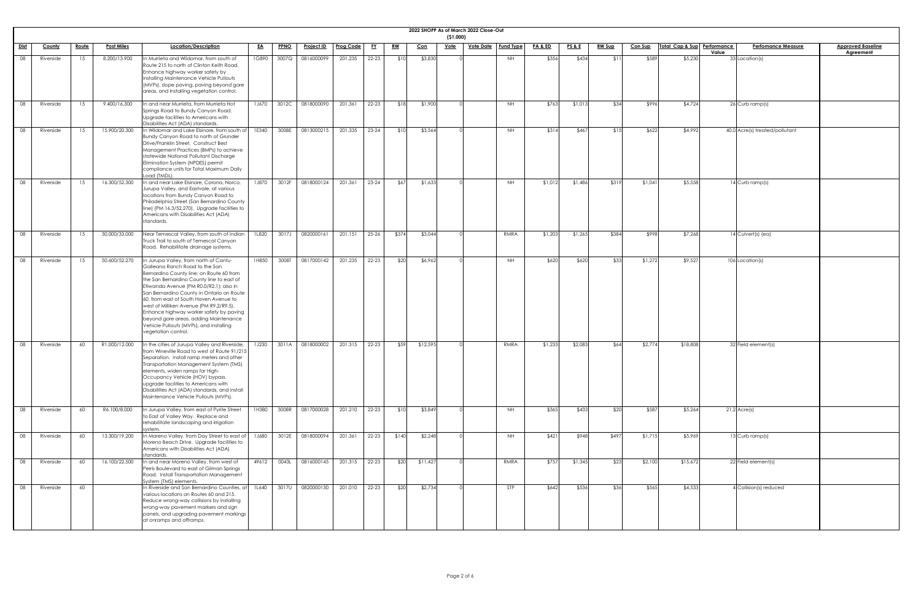# 2022 SHOPP As of March 2022 Close-Out

($1,000)

| Dist | County | Route | Post Miles | Location/Description | EA | PPNO | Project ID | Prog Code | FY | RW | Con | Vote | Vote Date | Fund Type | PA & ED | PS & E | RW Sup | Con Sup | Total Cap & Sup | Performance Value | Perfomance Measure | Approved Baseline Agreement |
|---|---|---|---|---|---|---|---|---|---|---|---|---|---|---|---|---|---|---|---|---|---|---|
| 08 | Riverside | 15 | 8.200/13.900 | In Murrieta and Wildomar, from south of Route 215 to north of Clinton Keith Road. Enhance highway worker safety by installing Maintenance Vehicle Pullouts (MVPs), slope paving, paving beyond gore areas, and installing vegetation control. | 1G890 | 3007Q | 0816000099 | 201.235 | 22-23 | $10 | $3,830 | 0 | | NH | $356 | $434 | $11 | $589 | $5,230 | 33 | Location(s) | |
| 08 | Riverside | 15 | 9.400/16.300 | In and near Murrieta, from Murrieta Hot Springs Road to Bundy Canyon Road. Upgrade facilities to Americans with Disabilities Act (ADA) standards. | 1J670 | 3012C | 0818000090 | 201.361 | 22-23 | $18 | $1,900 | 0 | | NH | $763 | $1,013 | $34 | $996 | $4,724 | 26 | Curb ramp(s) | |
| 08 | Riverside | 15 | 15.900/20.300 | In Wildomar and Lake Elsinore, from south of Bundy Canyon Road to north of Grunder Drive/Franklin Street. Construct Best Management Practices (BMPs) to achieve statewide National Pollutant Discharge Elimination System (NPDES) permit compliance units for Total Maximum Daily Load (TMDL). | 1E340 | 3008E | 0813000215 | 201.335 | 23-24 | $10 | $3,564 | 0 | | NH | $314 | $467 | $15 | $622 | $4,992 | 40.0 | Acre(s) treated/pollutant | |
| 08 | Riverside | 15 | 16.300/52.300 | In and near Lake Elsinore, Corona, Norco, Jurupa Valley, and Eastvale, at various locations from Bundy Canyon Road to Philadelphia Street (San Bernardino County line) (PM 16.3/52.270). Upgrade facilities to Americans with Disabilities Act (ADA) standards. | 1J870 | 3012F | 0818000124 | 201.361 | 23-24 | $67 | $1,633 | 0 | | NH | $1,012 | $1,486 | $319 | $1,041 | $5,558 | 14 | Curb ramp(s) | |
| 08 | Riverside | 15 | 30.000/33.000 | Near Temescal Valley, from south of Indian Truck Trail to south of Temescal Canyon Road. Rehabilitate drainage systems. | 1L820 | 3017J | 0820000161 | 201.151 | 25-26 | $374 | $3,044 | 0 | | RMRA | $1,203 | $1,265 | $384 | $998 | $7,268 | 14 | Culvert(s) (ea) | |
| 08 | Riverside | 15 | 50.600/52.270 | In Jurupa Valley, from north of Cantu-Galleano Ranch Road to the San Bernardino County line; on Route 60 from the San Bernardino County line to east of Etiwanda Avenue (PM R0.0/R2.1); also in San Bernardino County in Ontario on Route 60, from east of South Haven Avenue to west of Milliken Avenue (PM R9.2/R9.5). Enhance highway worker safety by paving beyond gore areas, adding Maintenance Vehicle Pullouts (MVPs), and installing vegetation control. | 1H850 | 3008T | 0817000142 | 201.235 | 22-23 | $20 | $6,962 | 0 | | NH | $620 | $620 | $33 | $1,272 | $9,527 | 106 | Location(s) | |
| 08 | Riverside | 60 | R1.000/12.000 | In the cities of Jurupa Valley and Riverside, from Wineville Road to west of Route 91/215 Separation. Install ramp meters and other Transportation Management System (TMS) elements, widen ramps for High-Occupancy Vehicle (HOV) bypass, upgrade facilities to Americans with Disabilities Act (ADA) standards, and install Maintenance Vehicle Pullouts (MVPs). | 1J230 | 3011A | 0818000002 | 201.315 | 22-23 | $59 | $12,595 | 0 | | RMRA | $1,233 | $2,083 | $64 | $2,774 | $18,808 | 32 | Field element(s) | |
| 08 | Riverside | 60 | R6.100/8.000 | In Jurupa Valley, from east of Pyrite Street to East of Valley Way. Replace and rehabilitate landscaping and irrigation system. | 1H380 | 3008R | 0817000028 | 201.210 | 22-23 | $10 | $3,849 | 0 | | NH | $365 | $433 | $20 | $587 | $5,264 | 21.2 | Acre(s) | |
| 08 | Riverside | 60 | 13.300/19.200 | In Moreno Valley, from Day Street to east of Moreno Beach Drive. Upgrade facilities to Americans with Disabilities Act (ADA) standards. | 1J680 | 3012E | 0818000094 | 201.361 | 22-23 | $140 | $2,248 | 0 | | NH | $421 | $948 | $497 | $1,715 | $5,969 | 13 | Curb ramp(s) | |
| 08 | Riverside | 60 | 16.100/22.500 | In and near Moreno Valley, from west of Perris Boulevard to east of Gilman Springs Road. Install Transportation Management System (TMS) elements. | 49612 | 0043L | 0816000145 | 201.315 | 22-23 | $20 | $11,427 | 0 | | RMRA | $757 | $1,345 | $23 | $2,100 | $15,672 | 22 | Field element(s) | |
| 08 | Riverside | 60 | | In Riverside and San Bernardino Counties, at various locations on Routes 60 and 215. Reduce wrong-way collisions by installing wrong-way pavement markers and sign panels, and upgrading pavement markings at onramps and offramps. | 1L640 | 3017U | 0820000130 | 201.010 | 22-23 | $20 | $2,734 | 0 | | STP | $642 | $536 | $36 | $565 | $4,533 | 4 | Collision(s) reduced | |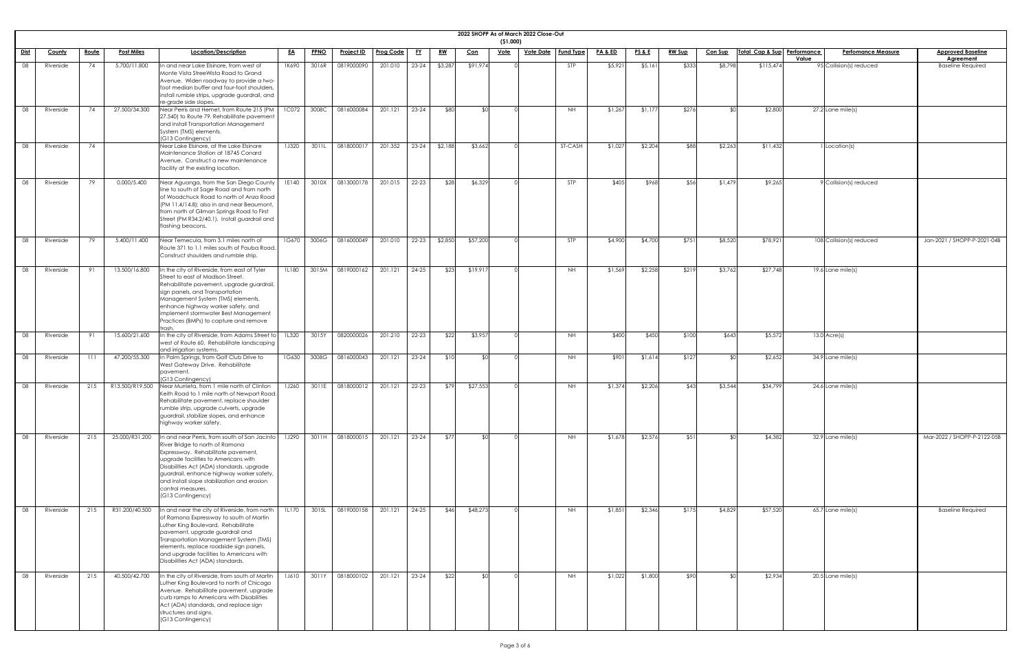# 2022 SHOPP As of March 2022 Close-Out

($1,000)

| Dist | County | Route | Post Miles | Location/Description | EA | PPNO | Project ID | Prog Code | FY | RW | Con | Vote | Vote Date | Fund Type | PA & ED | PS & E | RW Sup | Con Sup | Total Cap & Sup | Performance Value | Perfomance Measure | Approved Baseline Agreement |
|---|---|---|---|---|---|---|---|---|---|---|---|---|---|---|---|---|---|---|---|---|---|---|
| 08 | Riverside | 74 | 5.700/11.800 | In and near Lake Elsinore, from west of Monte Vista StreeWista Road to Grand Avenue. Widen roadway to provide a two-foot median buffer and four-foot shoulders, install rumble strips, upgrade guardrail, and re-grade side slopes. | 1K690 | 3016R | 0819000090 | 201.010 | 23-24 | $3,287 | $91,974 | 0 | | STP | $5,921 | $5,161 | $333 | $8,798 | $115,474 | 95 | Collision(s) reduced | Baseline Required |
| 08 | Riverside | 74 | 27.500/34.300 | Near Perris and Hemet, from Route 215 (PM 27.540) to Route 79. Rehabilitate pavement and install Transportation Management System (TMS) elements. (G13 Contingency) | 1C072 | 3008C | 0816000084 | 201.121 | 23-24 | $80 | $0 | 0 | | NH | $1,267 | $1,177 | $276 | $0 | $2,800 | 27.2 | Lane mile(s) | |
| 08 | Riverside | 74 | | Near Lake Elsinore, at the Lake Elsinore Maintenance Station at 18745 Conard Avenue. Construct a new maintenance facility at the existing location. | 1J320 | 3011L | 0818000017 | 201.352 | 23-24 | $2,188 | $3,662 | 0 | | ST-CASH | $1,027 | $2,204 | $88 | $2,263 | $11,432 | 1 | Location(s) | |
| 08 | Riverside | 79 | 0.000/5.400 | Near Aguanga, from the San Diego County line to south of Sage Road and from north of Woodchuck Road to north of Anza Road (PM 11.4/14.8); also in and near Beaumont, from north of Gilman Springs Road to First Street (PM R34.2/40.1). Install guardrail and flashing beacons. | 1E140 | 3010X | 0813000178 | 201.015 | 22-23 | $28 | $6,329 | 0 | | STP | $405 | $968 | $56 | $1,479 | $9,265 | 9 | Collision(s) reduced | |
| 08 | Riverside | 79 | 5.400/11.400 | Near Temecula, from 3.1 miles north of Route 371 to 1.1 miles south of Pauba Road. Construct shoulders and rumble strip. | 1G670 | 3006G | 0816000049 | 201.010 | 22-23 | $2,850 | $57,200 | 0 | | STP | $4,900 | $4,700 | $751 | $8,520 | $78,921 | 108 | Collision(s) reduced | Jan-2021 / SHOPP-P-2021-04B |
| 08 | Riverside | 91 | 13.500/16.800 | In the city of Riverside, from east of Tyler Street to east of Madison Street. Rehabilitate pavement, upgrade guardrail, sign panels, and Transportation Management System (TMS) elements, enhance highway worker safety, and implement stormwater Best Management Practices (BMPs) to capture and remove trash. | 1L180 | 3015M | 0819000162 | 201.121 | 24-25 | $23 | $19,917 | 0 | | NH | $1,569 | $2,258 | $219 | $3,762 | $27,748 | 19.6 | Lane mile(s) | |
| 08 | Riverside | 91 | 15.600/21.600 | In the city of Riverside, from Adams Street to west of Route 60. Rehabilitate landscaping and irrigation systems. | 1L320 | 3015Y | 0820000026 | 201.210 | 22-23 | $22 | $3,957 | 0 | | NH | $400 | $450 | $100 | $643 | $5,572 | 13.0 | Acre(s) | |
| 08 | Riverside | 111 | 47.200/55.300 | In Palm Springs, from Golf Club Drive to West Gateway Drive. Rehabilitate pavement. (G13 Contingency) | 1G630 | 3008G | 0816000043 | 201.121 | 23-24 | $10 | $0 | 0 | | NH | $901 | $1,614 | $127 | $0 | $2,652 | 34.9 | Lane mile(s) | |
| 08 | Riverside | 215 | R13.500/R19.500 | Near Murrieta, from 1 mile north of Clinton Keith Road to 1 mile north of Newport Road. Rehabilitate pavement, replace shoulder rumble strip, upgrade culverts, upgrade guardrail, stabilize slopes, and enhance highway worker safety. | 1J260 | 3011E | 0818000012 | 201.121 | 22-23 | $79 | $27,553 | 0 | | NH | $1,374 | $2,206 | $43 | $3,544 | $34,799 | 24.6 | Lane mile(s) | |
| 08 | Riverside | 215 | 25.000/R31.200 | In and near Perris, from south of San Jacinto River Bridge to north of Ramona Expressway. Rehabilitate pavement, upgrade facilities to Americans with Disabilities Act (ADA) standards, upgrade guardrail, enhance highway worker safety, and install slope stabilization and erosion control measures. (G13 Contingency) | 1J290 | 3011H | 0818000015 | 201.121 | 23-24 | $77 | $0 | 0 | | NH | $1,678 | $2,576 | $51 | $0 | $4,382 | 32.9 | Lane mile(s) | Mar-2022 / SHOPP-P-2122-05B |
| 08 | Riverside | 215 | R31.200/40.500 | In and near the city of Riverside, from north of Ramona Expressway to south of Martin Luther King Boulevard. Rehabilitate pavement, upgrade guardrail and Transportation Management System (TMS) elements, replace roadside sign panels, and upgrade facilities to Americans with Disabilities Act (ADA) standards. | 1L170 | 3015L | 0819000158 | 201.121 | 24-25 | $46 | $48,273 | 0 | | NH | $1,851 | $2,346 | $175 | $4,829 | $57,520 | 65.7 | Lane mile(s) | Baseline Required |
| 08 | Riverside | 215 | 40.500/42.700 | In the city of Riverside, from south of Martin Luther King Boulevard to north of Chicago Avenue. Rehabilitate pavement, upgrade curb ramps to Americans with Disabilities Act (ADA) standards, and replace sign structures and signs. (G13 Contingency) | 1J610 | 3011Y | 0818000102 | 201.121 | 23-24 | $22 | $0 | 0 | | NH | $1,022 | $1,800 | $90 | $0 | $2,934 | 20.5 | Lane mile(s) | |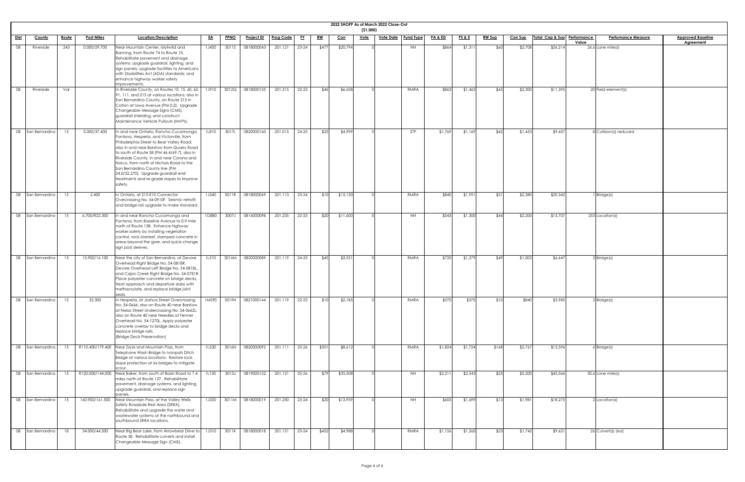# 2022 SHOPP As of March 2022 Close-Out

($1,000)

| Dist | County | Route | Post Miles | Location/Description | EA | PPNO | Project ID | Prog Code | FY | RW | Con | Vote | Vote Date | Fund Type | PA & ED | PS & E | RW Sup | Con Sup | Total Cap & Sup | Performance Value | Perfomance Measure | Approved Baseline Agreement |
|---|---|---|---|---|---|---|---|---|---|---|---|---|---|---|---|---|---|---|---|---|---|---|
| 08 | Riverside | 243 | 0.000/29.700 | Near Mountain Center, Idyllwild and Banning, from Route 74 to Route 10. Rehabilitate pavement and drainage systems; upgrade guardrail, lighting, and sign panels; upgrade facilities to Americans with Disabilities Act (ADA) standards; and enhance highway worker safety improvements. | 1J450 | 3011S | 0818000043 | 201.121 | 23-24 | $477 | $20,794 | 0 | | NH | $864 | $1,311 | $60 | $2,708 | $26,214 | 26.6 | Lane mile(s) | |
| 08 | Riverside | Var | | In Riverside County, on Routes 10, 15, 60, 62, 91, 111, and 215 at various locations; also in San Bernardino County, on Route 215 in Colton at Iowa Avenue (PM 0.2). Upgrade Changeable Message Signs (CMS), guardrail shielding, and construct Maintenance Vehicle Pullouts (MVPs). | 1J910 | 3012Q | 0818000135 | 201.315 | 22-23 | $46 | $6,658 | 0 | | RMRA | $863 | $1,463 | $65 | $2,300 | $11,395 | 20 | Field element(s) | |
| 08 | San Bernardino | 15 | 0.000/37.400 | In and near Ontario, Rancho Cucamonga, Fontana, Hesperia, and Victorville, from Philadelphia Street to Bear Valley Road; also in and near Barstow from Quarry Road to south of Route 58 (PM 46.4/69.7); also in Riverside County, in and near Corona and Norco, from north of Nichols Road to the San Bernardino County line (PM 24.0/52.270). Upgrade guardrail end treatments and re-grade slopes to improve safety. | 1LB10 | 3017L | 0820000160 | 201.015 | 24-25 | $25 | $4,999 | 0 | | STP | $1,769 | $1,169 | $42 | $1,453 | $9,457 | 8 | Collision(s) reduced | |
| 08 | San Bernardino | 15 | 2.400 | In Ontario, at S15-E10 Connector Overcrossing No. 54-0910F. Seismic retrofit and bridge rail upgrade to make standard. | 1J540 | 3011R | 0818000069 | 201.113 | 23-24 | $10 | $15,130 | 0 | | RMRA | $840 | $1,951 | $31 | $2,380 | $20,342 | 1 | Bridge(s) | |
| 08 | San Bernardino | 15 | 6.700/R22.300 | In and near Rancho Cucamonga and Fontana, from Baseline Avenue to 0.9 mile north of Route 138. Enhance highway worker safety by installing vegetation control, rock blanket, stamped concrete in areas beyond the gore, and quick-change sign post sleeves. | 1G880 | 3007J | 0816000098 | 201.235 | 22-23 | $20 | $11,600 | 0 | | NH | $543 | $1,300 | $44 | $2,200 | $15,707 | 253 | Location(s) | |
| 08 | San Bernardino | 15 | 15.900/16.100 | Near the city of San Bernardino, at Devore Overhead Right Bridge No. 54-0818R, Devore Overhead Left Bridge No. 54-0818L; and Cajon Creek Right Bridge No. 54-0781R. Place polyester concrete on bridge decks, treat approach and departure slabs with methacrylate, and replace bridge joint seals. | 1L510 | 3016M | 0820000089 | 201.119 | 24-25 | $45 | $3,551 | 0 | | RMRA | $720 | $1,279 | $49 | $1,003 | $6,647 | 3 | Bridge(s) | |
| 08 | San Bernardino | 15 | 32.300 | In Hesperia, at Joshua Street Overcrossing No. 54-0666; also on Route 40 near Barstow at Nebo Street Undercrossing No. 54-0662L; also on Route 40 near Needles at Fenner Overhead No. 54-1270L. Apply polyester concrete overlay to bridge decks and replace bridge rails. (Bridge Deck Preservation) | 1M590 | 3019H | 0821000144 | 201.119 | 22-23 | $10 | $2,185 | 0 | | RMRA | $570 | $370 | $10 | $840 | $3,985 | 3 | Bridge(s) | |
| 08 | San Bernardino | 15 | R110.400/179.400 | Near Zzyzx and Mountain Pass, from Telephone Wash Bridge to Ivanpah Ditch Bridge at various locations. Restore rock slope protection at six bridges to mitigate scour. | 1L530 | 3016N | 0820000092 | 201.111 | 25-26 | $501 | $8,612 | 0 | | RMRA | $1,824 | $1,724 | $168 | $2,767 | $15,596 | 6 | Bridge(s) | |
| 08 | San Bernardino | 15 | R120.000/144.000 | Near Baker, from south of Basin Road to 7.4 miles north of Route 127. Rehabilitate pavement, drainage systems, and lighting, upgrade guardrail, and replace sign panels. | 1L150 | 3015J | 0819000152 | 201.121 | 25-26 | $79 | $35,508 | 0 | | NH | $2,211 | $2,543 | $25 | $5,200 | $45,566 | 50.6 | Lane mile(s) | |
| 08 | San Bernardino | 15 | 160.900/161.500 | Near Mountain Pass, at the Valley Wells Safety Roadside Rest Area (SRRA). Rehabilitate and upgrade the water and wastewater systems at the northbound and southbound SRRA locations. | 1J330 | 3011M | 0818000019 | 201.250 | 23-24 | $20 | $13,959 | 0 | | NH | $603 | $1,699 | $13 | $1,981 | $18,275 | 2 | Location(s) | |
| 08 | San Bernardino | 18 | 34.000/44.300 | Near Big Bear Lake, from Arrowbear Drive to Route 38. Rehabilitate culverts and install Changeable Message Sign (CMS). | 1J310 | 3011K | 0818000018 | 201.151 | 23-24 | $452 | $4,988 | 0 | | RMRA | $1,156 | $1,260 | $23 | $1,742 | $9,621 | 26 | Culvert(s) (ea) | |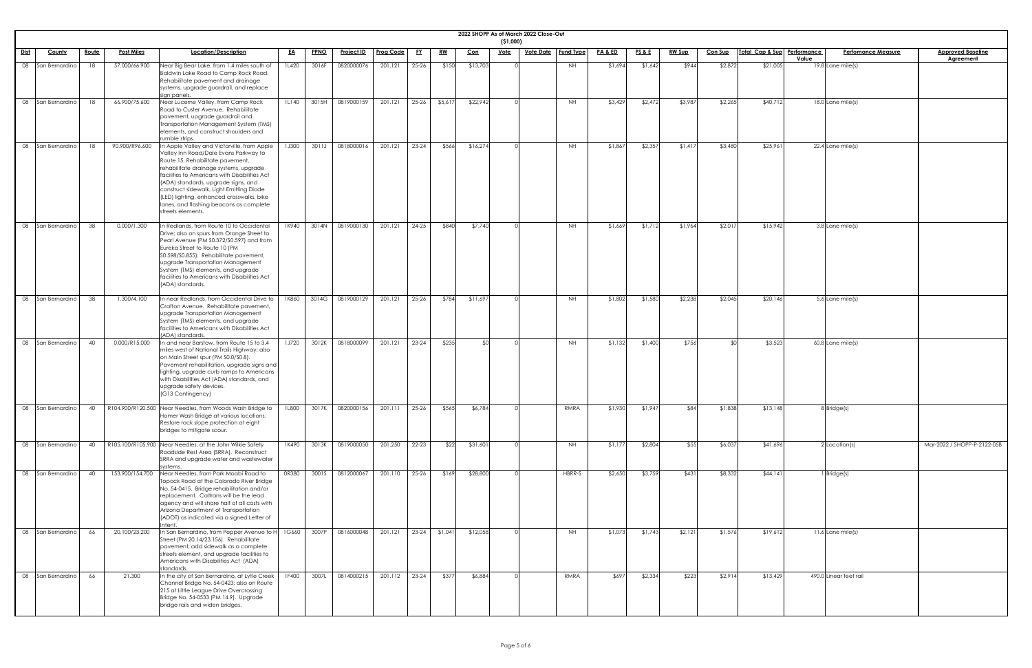**2022 SHOPP As of March 2022 Close-Out**

**($1,000)**

| Dist | County | Route | Post Miles | Location/Description | EA | PPNO | Project ID | Prog Code | FY | RW | Con | Vote | Vote Date | Fund Type | PA & ED | PS & E | RW Sup | Con Sup | Total Cap & Sup | Performance Value | Perfomance Measure | Approved Baseline Agreement |
|---|---|---|---|---|---|---|---|---|---|---|---|---|---|---|---|---|---|---|---|---|---|---|
| 08 | San Bernardino | 18 | 57.000/66.900 | Near Big Bear Lake, from 1.4 miles south of Baldwin Lake Road to Camp Rock Road. Rehabilitate pavement and drainage systems, upgrade guardrail, and replace sign panels. | 1L420 | 3016F | 0820000076 | 201.121 | 25-26 | $150 | $13,703 | 0 | | NH | $1,694 | $1,642 | $944 | $2,872 | $21,005 | 19.8 | Lane mile(s) | |
| 08 | San Bernardino | 18 | 66.900/75.600 | Near Lucerne Valley, from Camp Rock Road to Custer Avenue. Rehabilitate pavement, upgrade guardrail and Transportation Management System (TMS) elements, and construct shoulders and rumble strips. | 1L140 | 3015H | 0819000159 | 201.121 | 25-26 | $5,617 | $22,942 | 0 | | NH | $3,429 | $2,472 | $3,987 | $2,265 | $40,712 | 18.0 | Lane mile(s) | |
| 08 | San Bernardino | 18 | 90.900/R96.600 | In Apple Valley and Victorville, from Apple Valley Inn Road/Dale Evans Parkway to Route 15. Rehabilitate pavement, rehabilitate drainage systems, upgrade facilities to Americans with Disabilities Act (ADA) standards, upgrade signs, and construct sidewalk, Light Emitting Diode (LED) lighting, enhanced crosswalks, bike lanes, and flashing beacons as complete streets elements. | 1J300 | 3011J | 0818000016 | 201.121 | 23-24 | $566 | $16,274 | 0 | | NH | $1,867 | $2,357 | $1,417 | $3,480 | $25,961 | 22.4 | Lane mile(s) | |
| 08 | San Bernardino | 38 | 0.000/1.300 | In Redlands, from Route 10 to Occidental Drive; also on spurs from Orange Street to Pearl Avenue (PM S0.372/S0.597) and from Eureka Street to Route 10 (PM S0.598/S0.855). Rehabilitate pavement, upgrade Transportation Management System (TMS) elements, and upgrade facilities to Americans with Disabilities Act (ADA) standards. | 1K940 | 3014N | 0819000130 | 201.121 | 24-25 | $840 | $7,740 | 0 | | NH | $1,669 | $1,712 | $1,964 | $2,017 | $15,942 | 3.8 | Lane mile(s) | |
| 08 | San Bernardino | 38 | 1.300/4.100 | In near Redlands, from Occidental Drive to Crafton Avenue. Rehabilitate pavement, upgrade Transportation Management System (TMS) elements, and upgrade facilities to Americans with Disabilities Act (ADA) standards. | 1K860 | 3014G | 0819000129 | 201.121 | 25-26 | $784 | $11,697 | 0 | | NH | $1,802 | $1,580 | $2,238 | $2,045 | $20,146 | 5.6 | Lane mile(s) | |
| 08 | San Bernardino | 40 | 0.000/R15.000 | In and near Barstow, from Route 15 to 3.4 miles west of National Trails Highway; also on Main Street spur (PM S0.0/S0.8). Pavement rehabilitation, upgrade signs and lighting, upgrade curb ramps to Americans with Disabilities Act (ADA) standards, and upgrade safety devices. (G13 Contingency) | 1J720 | 3012K | 0818000099 | 201.121 | 23-24 | $235 | $0 | 0 | | NH | $1,132 | $1,400 | $756 | $0 | $3,523 | 60.8 | Lane mile(s) | |
| 08 | San Bernardino | 40 | R104.900/R120.500 | Near Needles, from Woods Wash Bridge to Homer Wash Bridge at various locations. Restore rock slope protection at eight bridges to mitigate scour. | 1L800 | 3017K | 0820000156 | 201.111 | 25-26 | $565 | $6,784 | 0 | | RMRA | $1,930 | $1,947 | $84 | $1,838 | $13,148 | 8 | Bridge(s) | |
| 08 | San Bernardino | 40 | R105.100/R105.900 | Near Needles, at the John Wilkie Safety Roadside Rest Area (SRRA). Reconstruct SRRA and upgrade water and wastewater systems. | 1K490 | 3013K | 0819000050 | 201.250 | 22-23 | $22 | $31,601 | 0 | | NH | $1,177 | $2,804 | $55 | $6,037 | $41,696 | 2 | Location(s) | Mar-2022 / SHOPP-P-2122-05B |
| 08 | San Bernardino | 40 | 153.900/154.700 | Near Needles, from Park Moabi Road to Topock Road at the Colorado River Bridge No. 54-0415. Bridge rehabilitation and/or replacement. Caltrans will be the lead agency and will share half of all costs with Arizona Department of Transportation (ADOT) as indicated via a signed Letter of Intent. | 0R380 | 3001S | 0812000067 | 201.110 | 25-26 | $169 | $28,800 | 0 | | HBRR-S | $2,650 | $3,759 | $431 | $8,332 | $44,141 | 1 | Bridge(s) | |
| 08 | San Bernardino | 66 | 20.100/23.200 | In San Bernardino, from Pepper Avenue to H Street (PM 20.14/23.156). Rehabilitate pavement, add sidewalk as a complete streets element, and upgrade facilities to Americans with Disabilities Act (ADA) standards. | 1G660 | 3007P | 0816000048 | 201.121 | 23-24 | $1,041 | $12,058 | 0 | | NH | $1,073 | $1,743 | $2,121 | $1,576 | $19,612 | 11.6 | Lane mile(s) | |
| 08 | San Bernardino | 66 | 21.300 | In the city of San Bernardino, at Lytle Creek Channel Bridge No. 54-0423; also on Route 215 at Little League Drive Overcrossing Bridge No. 54-0533 (PM 14.9). Upgrade bridge rails and widen bridges. | 1F400 | 3007L | 0814000215 | 201.112 | 23-24 | $377 | $6,884 | 0 | | RMRA | $697 | $2,334 | $223 | $2,914 | $13,429 | 490.0 | Linear feet rail | |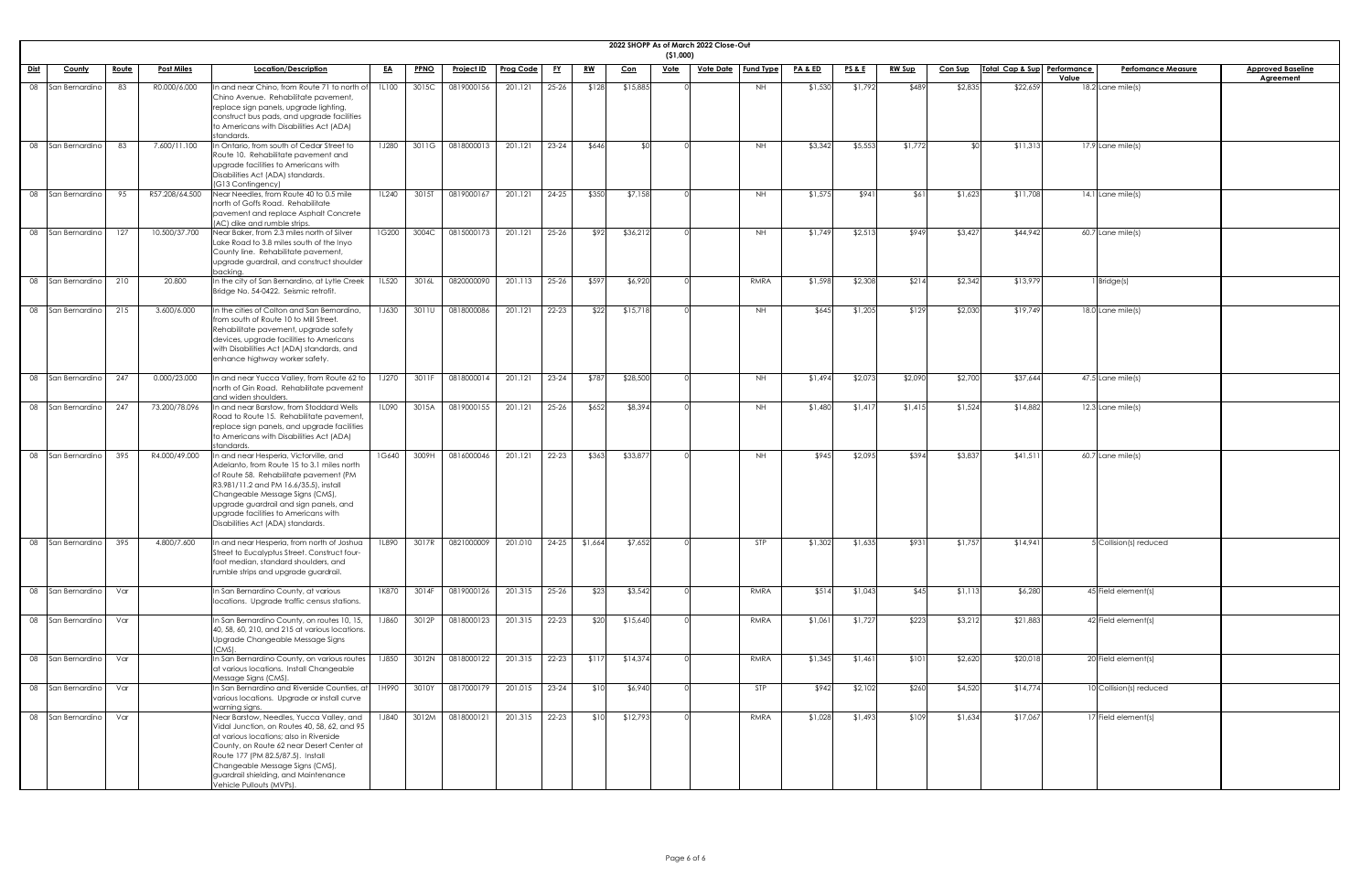2022 SHOPP As of March 2022 Close-Out

($1,000)

| Dist | County | Route | Post Miles | Location/Description | EA | PPNO | Project ID | Prog Code | FY | RW | Con | Vote | Vote Date | Fund Type | PA & ED | PS & E | RW Sup | Con Sup | Total Cap & Sup | Performance Value | Perfomance Measure | Approved Baseline Agreement |
|---|---|---|---|---|---|---|---|---|---|---|---|---|---|---|---|---|---|---|---|---|---|---|
| 08 | San Bernardino | 83 | R0.000/6.000 | In and near Chino, from Route 71 to north of Chino Avenue. Rehabilitate pavement, replace sign panels, upgrade lighting, construct bus pads, and upgrade facilities to Americans with Disabilities Act (ADA) standards. | 1L100 | 3015C | 0819000156 | 201.121 | 25-26 | $128 | $15,885 | 0 | | NH | $1,530 | $1,792 | $489 | $2,835 | $22,659 | 18.2 | Lane mile(s) | |
| 08 | San Bernardino | 83 | 7.600/11.100 | In Ontario, from south of Cedar Street to Route 10. Rehabilitate pavement and upgrade facilities to Americans with Disabilities Act (ADA) standards. (G13 Contingency) | 1J280 | 3011G | 0818000013 | 201.121 | 23-24 | $646 | $0 | 0 | | NH | $3,342 | $5,553 | $1,772 | $0 | $11,313 | 17.9 | Lane mile(s) | |
| 08 | San Bernardino | 95 | R57.208/64.500 | Near Needles, from Route 40 to 0.5 mile north of Goffs Road. Rehabilitate pavement and replace Asphalt Concrete (AC) dike and rumble strips. | 1L240 | 3015T | 0819000167 | 201.121 | 24-25 | $350 | $7,158 | 0 | | NH | $1,575 | $941 | $61 | $1,623 | $11,708 | 14.1 | Lane mile(s) | |
| 08 | San Bernardino | 127 | 10.500/37.700 | Near Baker, from 2.3 miles north of Silver Lake Road to 3.8 miles south of the Inyo County line. Rehabilitate pavement, upgrade guardrail, and construct shoulder backing. | 1G200 | 3004C | 0815000173 | 201.121 | 25-26 | $92 | $36,212 | 0 | | NH | $1,749 | $2,513 | $949 | $3,427 | $44,942 | 60.7 | Lane mile(s) | |
| 08 | San Bernardino | 210 | 20.800 | In the city of San Bernardino, at Lytle Creek Bridge No. 54-0422. Seismic retrofit. | 1L520 | 3016L | 0820000090 | 201.113 | 25-26 | $597 | $6,920 | 0 | | RMRA | $1,598 | $2,308 | $214 | $2,342 | $13,979 | 1 | Bridge(s) | |
| 08 | San Bernardino | 215 | 3.600/6.000 | In the cities of Colton and San Bernardino, from south of Route 10 to Mill Street. Rehabilitate pavement, upgrade safety devices, upgrade facilities to Americans with Disabilities Act (ADA) standards, and enhance highway worker safety. | 1J630 | 3011U | 0818000086 | 201.121 | 22-23 | $22 | $15,718 | 0 | | NH | $645 | $1,205 | $129 | $2,030 | $19,749 | 18.0 | Lane mile(s) | |
| 08 | San Bernardino | 247 | 0.000/23.000 | In and near Yucca Valley, from Route 62 to north of Gin Road. Rehabilitate pavement and widen shoulders. | 1J270 | 3011F | 0818000014 | 201.121 | 23-24 | $787 | $28,500 | 0 | | NH | $1,494 | $2,073 | $2,090 | $2,700 | $37,644 | 47.5 | Lane mile(s) | |
| 08 | San Bernardino | 247 | 73.200/78.096 | In and near Barstow, from Stoddard Wells Road to Route 15. Rehabilitate pavement, replace sign panels, and upgrade facilities to Americans with Disabilities Act (ADA) standards. | 1L090 | 3015A | 0819000155 | 201.121 | 25-26 | $652 | $8,394 | 0 | | NH | $1,480 | $1,417 | $1,415 | $1,524 | $14,882 | 12.3 | Lane mile(s) | |
| 08 | San Bernardino | 395 | R4.000/49.000 | In and near Hesperia, Victorville, and Adelanto, from Route 15 to 3.1 miles north of Route 58. Rehabilitate pavement (PM R3.981/11.2 and PM 16.6/35.5), install Changeable Message Signs (CMS), upgrade guardrail and sign panels, and upgrade facilities to Americans with Disabilities Act (ADA) standards. | 1G640 | 3009H | 0816000046 | 201.121 | 22-23 | $363 | $33,877 | 0 | | NH | $945 | $2,095 | $394 | $3,837 | $41,511 | 60.7 | Lane mile(s) | |
| 08 | San Bernardino | 395 | 4.800/7.600 | In and near Hesperia, from north of Joshua Street to Eucalyptus Street. Construct four-foot median, standard shoulders, and rumble strips and upgrade guardrail. | 1L890 | 3017R | 0821000009 | 201.010 | 24-25 | $1,664 | $7,652 | 0 | | STP | $1,302 | $1,635 | $931 | $1,757 | $14,941 | 5 | Collision(s) reduced | |
| 08 | San Bernardino | Var | | In San Bernardino County, at various locations. Upgrade traffic census stations. | 1K870 | 3014F | 0819000126 | 201.315 | 25-26 | $23 | $3,542 | 0 | | RMRA | $514 | $1,043 | $45 | $1,113 | $6,280 | 45 | Field element(s) | |
| 08 | San Bernardino | Var | | In San Bernardino County, on routes 10, 15, 40, 58, 60, 210, and 215 at various locations. Upgrade Changeable Message Signs (CMS). | 1J860 | 3012P | 0818000123 | 201.315 | 22-23 | $20 | $15,640 | 0 | | RMRA | $1,061 | $1,727 | $223 | $3,212 | $21,883 | 42 | Field element(s) | |
| 08 | San Bernardino | Var | | In San Bernardino County, on various routes at various locations. Install Changeable Message Signs (CMS). | 1J850 | 3012N | 0818000122 | 201.315 | 22-23 | $117 | $14,374 | 0 | | RMRA | $1,345 | $1,461 | $101 | $2,620 | $20,018 | 20 | Field element(s) | |
| 08 | San Bernardino | Var | | In San Bernardino and Riverside Counties, at various locations. Upgrade or install curve warning signs. | 1H990 | 3010Y | 0817000179 | 201.015 | 23-24 | $10 | $6,940 | 0 | | STP | $942 | $2,102 | $260 | $4,520 | $14,774 | 10 | Collision(s) reduced | |
| 08 | San Bernardino | Var | | Near Barstow, Needles, Yucca Valley, and Vidal Junction, on Routes 40, 58, 62, and 95 at various locations; also in Riverside County, on Route 62 near Desert Center at Route 177 (PM 82.5/87.5). Install Changeable Message Signs (CMS), guardrail shielding, and Maintenance Vehicle Pullouts (MVPs). | 1J840 | 3012M | 0818000121 | 201.315 | 22-23 | $10 | $12,793 | 0 | | RMRA | $1,028 | $1,493 | $109 | $1,634 | $17,067 | 17 | Field element(s) | |